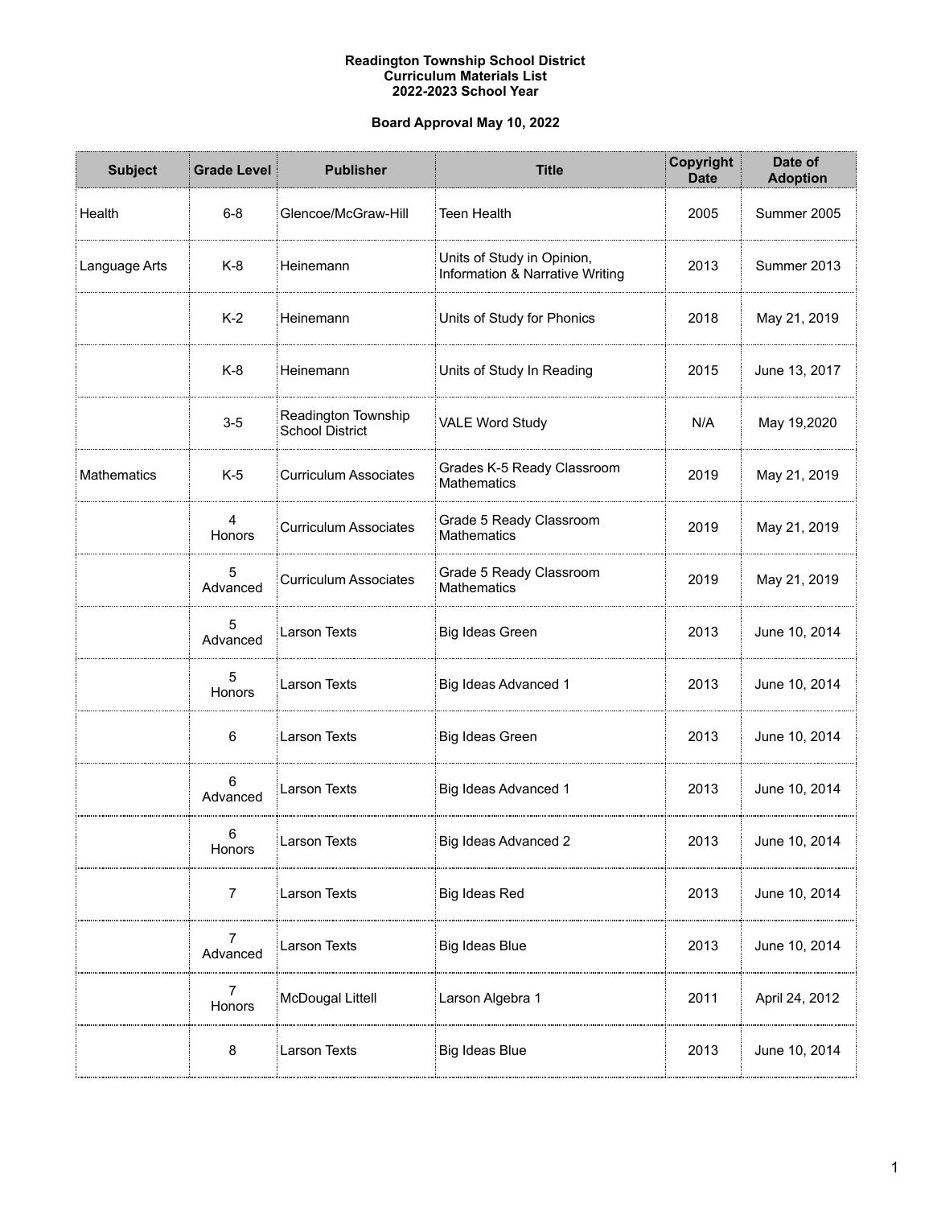**Readington Township School District**
**Curriculum Materials List**
**2022-2023 School Year**

**Board Approval May 10, 2022**

| Subject | Grade Level | Publisher | Title | Copyright Date | Date of Adoption |
|---|---|---|---|---|---|
| Health | 6-8 | Glencoe/McGraw-Hill | Teen Health | 2005 | Summer 2005 |
| Language Arts | K-8 | Heinemann | Units of Study in Opinion, Information & Narrative Writing | 2013 | Summer 2013 |
| | K-2 | Heinemann | Units of Study for Phonics | 2018 | May 21, 2019 |
| | K-8 | Heinemann | Units of Study In Reading | 2015 | June 13, 2017 |
| | 3-5 | Readington Township School District | VALE Word Study | N/A | May 19,2020 |
| Mathematics | K-5 | Curriculum Associates | Grades K-5 Ready Classroom Mathematics | 2019 | May 21, 2019 |
| | 4 Honors | Curriculum Associates | Grade 5 Ready Classroom Mathematics | 2019 | May 21, 2019 |
| | 5 Advanced | Curriculum Associates | Grade 5 Ready Classroom Mathematics | 2019 | May 21, 2019 |
| | 5 Advanced | Larson Texts | Big Ideas Green | 2013 | June 10, 2014 |
| | 5 Honors | Larson Texts | Big Ideas Advanced 1 | 2013 | June 10, 2014 |
| | 6 | Larson Texts | Big Ideas Green | 2013 | June 10, 2014 |
| | 6 Advanced | Larson Texts | Big Ideas Advanced 1 | 2013 | June 10, 2014 |
| | 6 Honors | Larson Texts | Big Ideas Advanced 2 | 2013 | June 10, 2014 |
| | 7 | Larson Texts | Big Ideas Red | 2013 | June 10, 2014 |
| | 7 Advanced | Larson Texts | Big Ideas Blue | 2013 | June 10, 2014 |
| | 7 Honors | McDougal Littell | Larson Algebra 1 | 2011 | April 24, 2012 |
| | 8 | Larson Texts | Big Ideas Blue | 2013 | June 10, 2014 |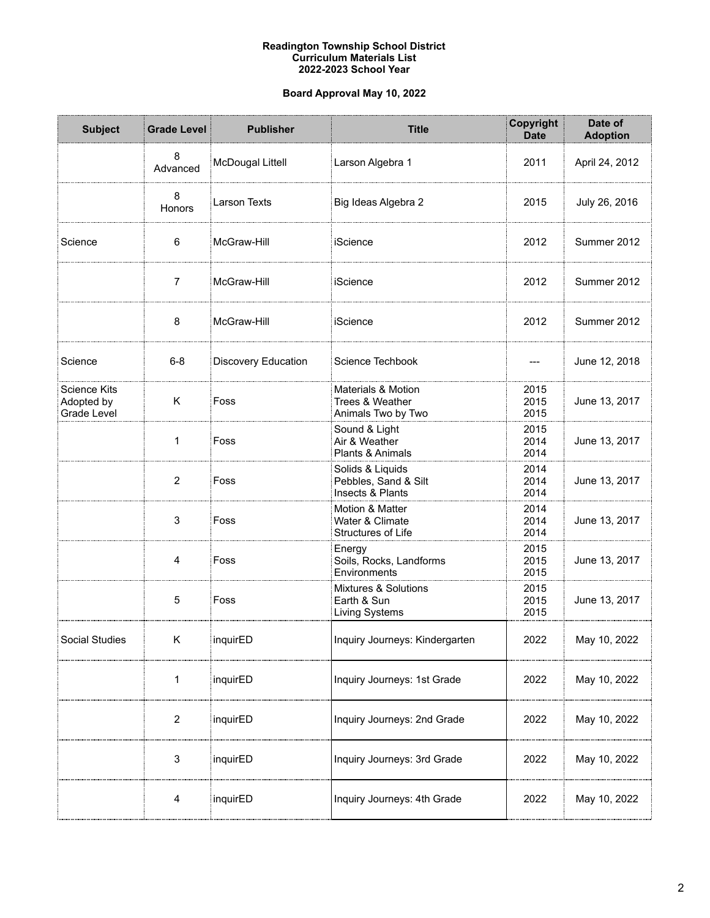**Readington Township School District**
**Curriculum Materials List**
**2022-2023 School Year**

**Board Approval May 10, 2022**

| Subject | Grade Level | Publisher | Title | Copyright Date | Date of Adoption |
|---|---|---|---|---|---|
| | 8 Advanced | McDougal Littell | Larson Algebra 1 | 2011 | April 24, 2012 |
| | 8 Honors | Larson Texts | Big Ideas Algebra 2 | 2015 | July 26, 2016 |
| Science | 6 | McGraw-Hill | iScience | 2012 | Summer 2012 |
| | 7 | McGraw-Hill | iScience | 2012 | Summer 2012 |
| | 8 | McGraw-Hill | iScience | 2012 | Summer 2012 |
| Science | 6-8 | Discovery Education | Science Techbook | --- | June 12, 2018 |
| Science Kits Adopted by Grade Level | K | Foss | Materials & Motion<br>Trees & Weather<br>Animals Two by Two | 2015<br>2015<br>2015 | June 13, 2017 |
| | 1 | Foss | Sound & Light<br>Air & Weather<br>Plants & Animals | 2015<br>2014<br>2014 | June 13, 2017 |
| | 2 | Foss | Solids & Liquids<br>Pebbles, Sand & Silt<br>Insects & Plants | 2014<br>2014<br>2014 | June 13, 2017 |
| | 3 | Foss | Motion & Matter<br>Water & Climate<br>Structures of Life | 2014<br>2014<br>2014 | June 13, 2017 |
| | 4 | Foss | Energy<br>Soils, Rocks, Landforms<br>Environments | 2015<br>2015<br>2015 | June 13, 2017 |
| | 5 | Foss | Mixtures & Solutions<br>Earth & Sun<br>Living Systems | 2015<br>2015<br>2015 | June 13, 2017 |
| Social Studies | K | inquirED | Inquiry Journeys: Kindergarten | 2022 | May 10, 2022 |
| | 1 | inquirED | Inquiry Journeys: 1st Grade | 2022 | May 10, 2022 |
| | 2 | inquirED | Inquiry Journeys: 2nd Grade | 2022 | May 10, 2022 |
| | 3 | inquirED | Inquiry Journeys: 3rd Grade | 2022 | May 10, 2022 |
| | 4 | inquirED | Inquiry Journeys: 4th Grade | 2022 | May 10, 2022 |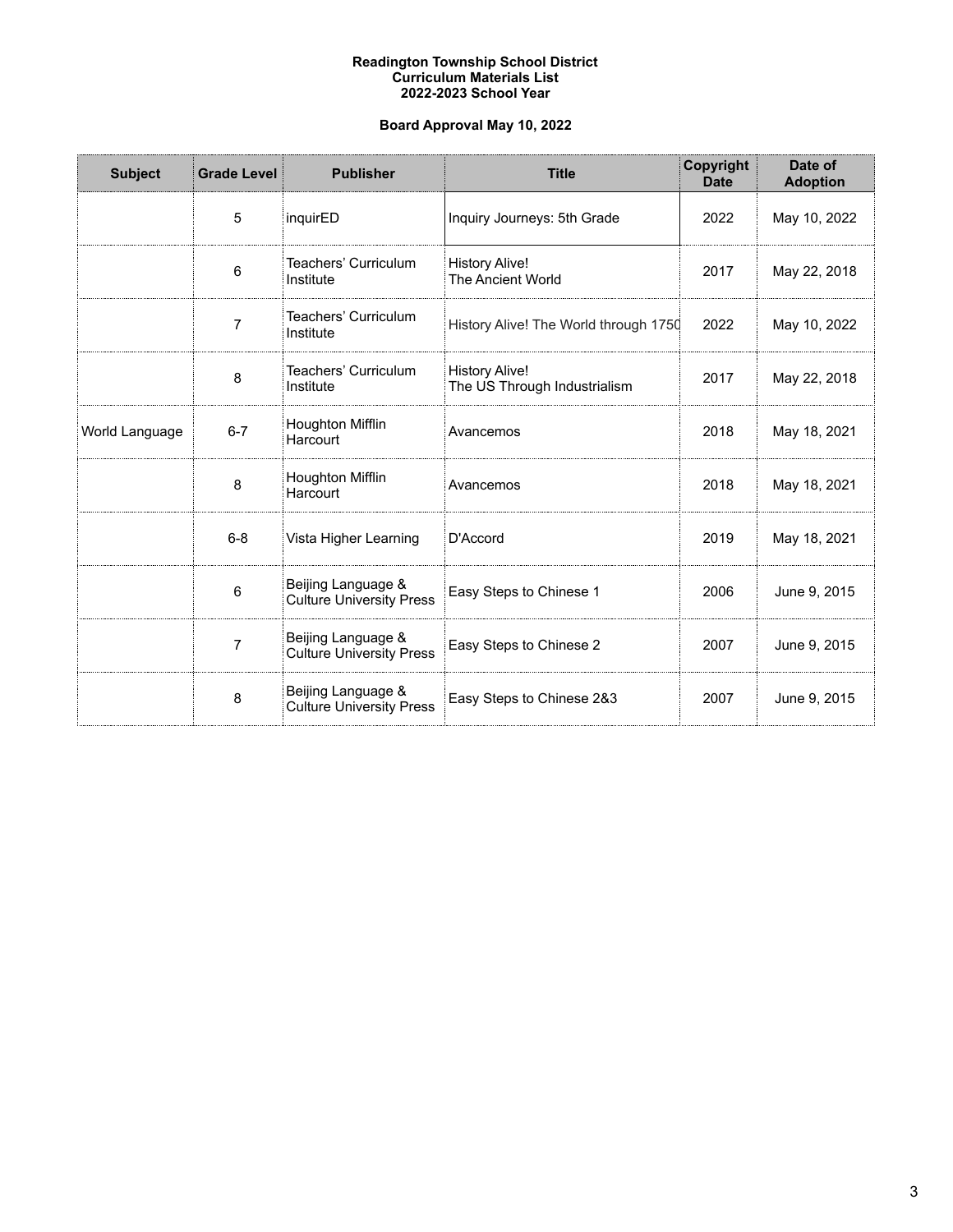**Readington Township School District**
**Curriculum Materials List**
**2022-2023 School Year**

**Board Approval May 10, 2022**

| Subject | Grade Level | Publisher | Title | Copyright Date | Date of Adoption |
|---|---|---|---|---|---|
| | 5 | inquirED | Inquiry Journeys: 5th Grade | 2022 | May 10, 2022 |
| | 6 | Teachers' Curriculum Institute | History Alive! The Ancient World | 2017 | May 22, 2018 |
| | 7 | Teachers' Curriculum Institute | History Alive! The World through 1750 | 2022 | May 10, 2022 |
| | 8 | Teachers' Curriculum Institute | History Alive! The US Through Industrialism | 2017 | May 22, 2018 |
| World Language | 6-7 | Houghton Mifflin Harcourt | Avancemos | 2018 | May 18, 2021 |
| | 8 | Houghton Mifflin Harcourt | Avancemos | 2018 | May 18, 2021 |
| | 6-8 | Vista Higher Learning | D'Accord | 2019 | May 18, 2021 |
| | 6 | Beijing Language & Culture University Press | Easy Steps to Chinese 1 | 2006 | June 9, 2015 |
| | 7 | Beijing Language & Culture University Press | Easy Steps to Chinese 2 | 2007 | June 9, 2015 |
| | 8 | Beijing Language & Culture University Press | Easy Steps to Chinese 2&3 | 2007 | June 9, 2015 |